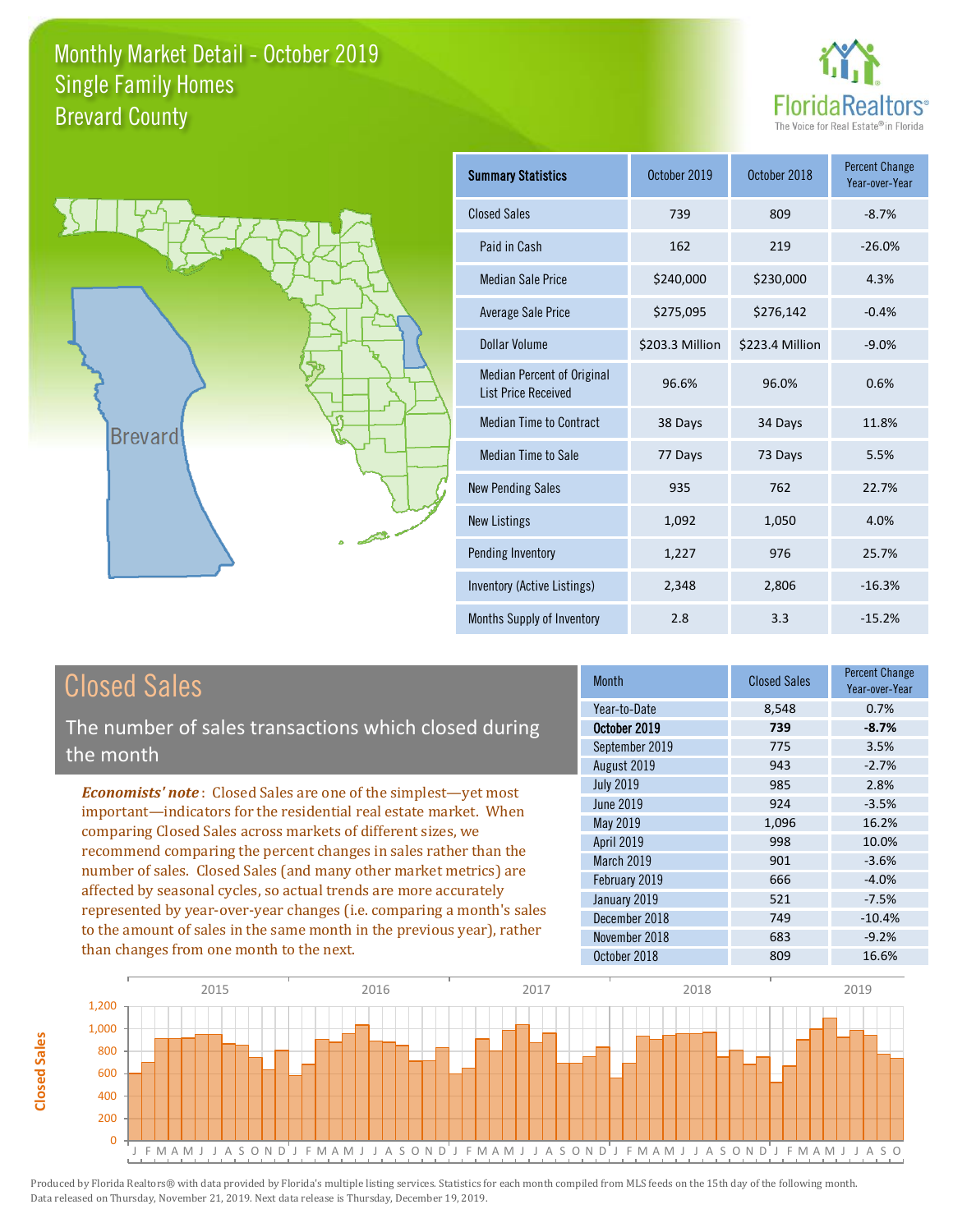# Monthly Market Detail - October 2019
## Single Family Homes
## Brevard County

FloridaRealtors® The Voice for Real Estate® in Florida

Brevard

| Summary Statistics | October 2019 | October 2018 | Percent Change Year-over-Year |
|---|---|---|---|
| Closed Sales | 739 | 809 | -8.7% |
| Paid in Cash | 162 | 219 | -26.0% |
| Median Sale Price | $240,000 | $230,000 | 4.3% |
| Average Sale Price | $275,095 | $276,142 | -0.4% |
| Dollar Volume | $203.3 Million | $223.4 Million | -9.0% |
| Median Percent of Original List Price Received | 96.6% | 96.0% | 0.6% |
| Median Time to Contract | 38 Days | 34 Days | 11.8% |
| Median Time to Sale | 77 Days | 73 Days | 5.5% |
| New Pending Sales | 935 | 762 | 22.7% |
| New Listings | 1,092 | 1,050 | 4.0% |
| Pending Inventory | 1,227 | 976 | 25.7% |
| Inventory (Active Listings) | 2,348 | 2,806 | -16.3% |
| Months Supply of Inventory | 2.8 | 3.3 | -15.2% |

## Closed Sales

The number of sales transactions which closed during the month

*Economists' note*: Closed Sales are one of the simplest—yet most important—indicators for the residential real estate market. When comparing Closed Sales across markets of different sizes, we recommend comparing the percent changes in sales rather than the number of sales. Closed Sales (and many other market metrics) are affected by seasonal cycles, so actual trends are more accurately represented by year-over-year changes (i.e. comparing a month's sales to the amount of sales in the same month in the previous year), rather than changes from one month to the next.

| Month | Closed Sales | Percent Change Year-over-Year |
|---|---|---|
| Year-to-Date | 8,548 | 0.7% |
| **October 2019** | **739** | **-8.7%** |
| September 2019 | 775 | 3.5% |
| August 2019 | 943 | -2.7% |
| July 2019 | 985 | 2.8% |
| June 2019 | 924 | -3.5% |
| May 2019 | 1,096 | 16.2% |
| April 2019 | 998 | 10.0% |
| March 2019 | 901 | -3.6% |
| February 2019 | 666 | -4.0% |
| January 2019 | 521 | -7.5% |
| December 2018 | 749 | -10.4% |
| November 2018 | 683 | -9.2% |
| October 2018 | 809 | 16.6% |

Produced by Florida Realtors® with data provided by Florida's multiple listing services. Statistics for each month compiled from MLS feeds on the 15th day of the following month. Data released on Thursday, November 21, 2019. Next data release is Thursday, December 19, 2019.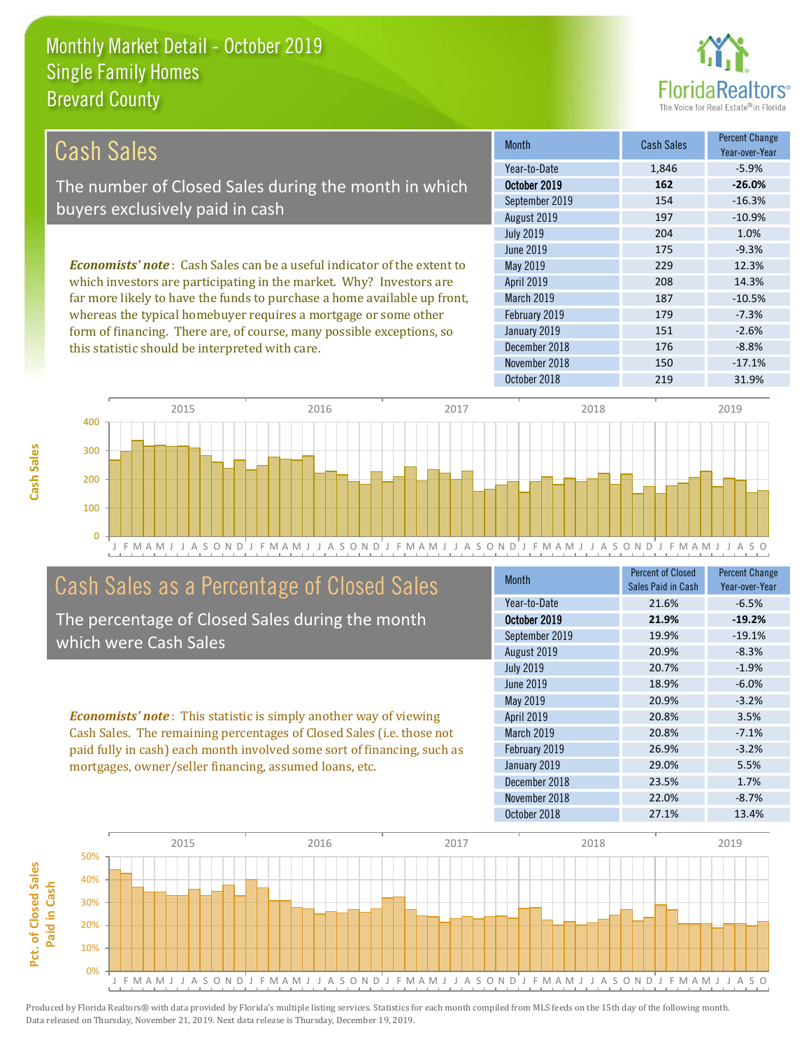Monthly Market Detail - October 2019
Single Family Homes
Brevard County

## Cash Sales

The number of Closed Sales during the month in which buyers exclusively paid in cash

*Economists' note*: Cash Sales can be a useful indicator of the extent to which investors are participating in the market. Why? Investors are far more likely to have the funds to purchase a home available up front, whereas the typical homebuyer requires a mortgage or some other form of financing. There are, of course, many possible exceptions, so this statistic should be interpreted with care.

| Month | Cash Sales | Percent Change Year-over-Year |
|---|---|---|
| Year-to-Date | 1,846 | -5.9% |
| **October 2019** | **162** | **-26.0%** |
| September 2019 | 154 | -16.3% |
| August 2019 | 197 | -10.9% |
| July 2019 | 204 | 1.0% |
| June 2019 | 175 | -9.3% |
| May 2019 | 229 | 12.3% |
| April 2019 | 208 | 14.3% |
| March 2019 | 187 | -10.5% |
| February 2019 | 179 | -7.3% |
| January 2019 | 151 | -2.6% |
| December 2018 | 176 | -8.8% |
| November 2018 | 150 | -17.1% |
| October 2018 | 219 | 31.9% |

## Cash Sales as a Percentage of Closed Sales

The percentage of Closed Sales during the month which were Cash Sales

*Economists' note*: This statistic is simply another way of viewing Cash Sales. The remaining percentages of Closed Sales (i.e. those not paid fully in cash) each month involved some sort of financing, such as mortgages, owner/seller financing, assumed loans, etc.

| Month | Percent of Closed Sales Paid in Cash | Percent Change Year-over-Year |
|---|---|---|
| Year-to-Date | 21.6% | -6.5% |
| **October 2019** | **21.9%** | **-19.2%** |
| September 2019 | 19.9% | -19.1% |
| August 2019 | 20.9% | -8.3% |
| July 2019 | 20.7% | -1.9% |
| June 2019 | 18.9% | -6.0% |
| May 2019 | 20.9% | -3.2% |
| April 2019 | 20.8% | 3.5% |
| March 2019 | 20.8% | -7.1% |
| February 2019 | 26.9% | -3.2% |
| January 2019 | 29.0% | 5.5% |
| December 2018 | 23.5% | 1.7% |
| November 2018 | 22.0% | -8.7% |
| October 2018 | 27.1% | 13.4% |

Produced by Florida Realtors® with data provided by Florida's multiple listing services. Statistics for each month compiled from MLS feeds on the 15th day of the following month. Data released on Thursday, November 21, 2019. Next data release is Thursday, December 19, 2019.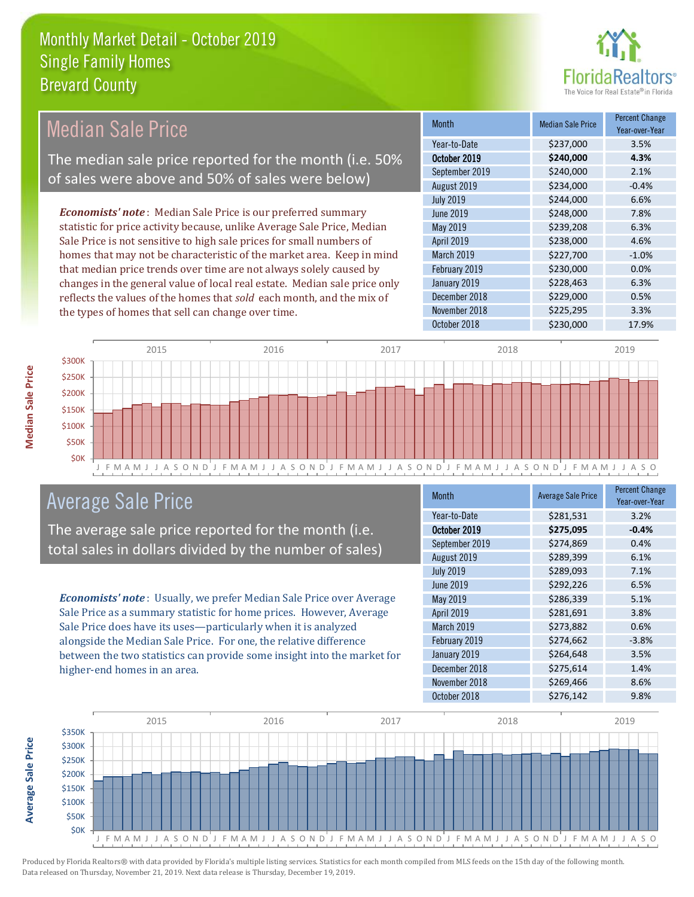# Monthly Market Detail - October 2019
## Single Family Homes
## Brevard County

## Median Sale Price

The median sale price reported for the month (i.e. 50% of sales were above and 50% of sales were below)

***Economists' note***: Median Sale Price is our preferred summary statistic for price activity because, unlike Average Sale Price, Median Sale Price is not sensitive to high sale prices for small numbers of homes that may not be characteristic of the market area. Keep in mind that median price trends over time are not always solely caused by changes in the general value of local real estate. Median sale price only reflects the values of the homes that *sold* each month, and the mix of the types of homes that sell can change over time.

| Month | Median Sale Price | Percent Change Year-over-Year |
|---|---|---|
| Year-to-Date | $237,000 | 3.5% |
| **October 2019** | **$240,000** | **4.3%** |
| September 2019 | $240,000 | 2.1% |
| August 2019 | $234,000 | -0.4% |
| July 2019 | $244,000 | 6.6% |
| June 2019 | $248,000 | 7.8% |
| May 2019 | $239,208 | 6.3% |
| April 2019 | $238,000 | 4.6% |
| March 2019 | $227,700 | -1.0% |
| February 2019 | $230,000 | 0.0% |
| January 2019 | $228,463 | 6.3% |
| December 2018 | $229,000 | 0.5% |
| November 2018 | $225,295 | 3.3% |
| October 2018 | $230,000 | 17.9% |

## Average Sale Price

The average sale price reported for the month (i.e. total sales in dollars divided by the number of sales)

***Economists' note***: Usually, we prefer Median Sale Price over Average Sale Price as a summary statistic for home prices. However, Average Sale Price does have its uses—particularly when it is analyzed alongside the Median Sale Price. For one, the relative difference between the two statistics can provide some insight into the market for higher-end homes in an area.

| Month | Average Sale Price | Percent Change Year-over-Year |
|---|---|---|
| Year-to-Date | $281,531 | 3.2% |
| **October 2019** | **$275,095** | **-0.4%** |
| September 2019 | $274,869 | 0.4% |
| August 2019 | $289,399 | 6.1% |
| July 2019 | $289,093 | 7.1% |
| June 2019 | $292,226 | 6.5% |
| May 2019 | $286,339 | 5.1% |
| April 2019 | $281,691 | 3.8% |
| March 2019 | $273,882 | 0.6% |
| February 2019 | $274,662 | -3.8% |
| January 2019 | $264,648 | 3.5% |
| December 2018 | $275,614 | 1.4% |
| November 2018 | $269,466 | 8.6% |
| October 2018 | $276,142 | 9.8% |

Produced by Florida Realtors® with data provided by Florida's multiple listing services. Statistics for each month compiled from MLS feeds on the 15th day of the following month. Data released on Thursday, November 21, 2019. Next data release is Thursday, December 19, 2019.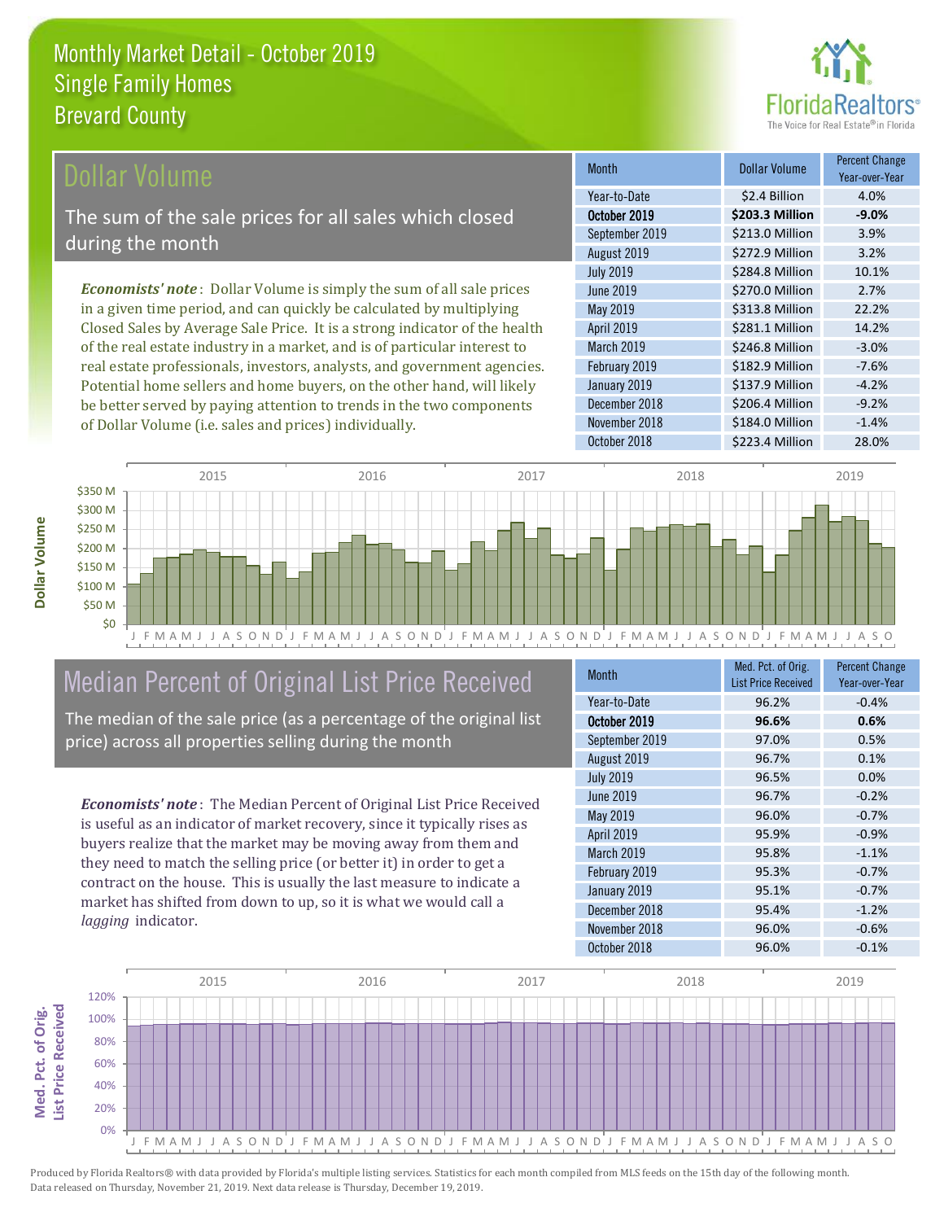# Monthly Market Detail - October 2019
## Single Family Homes
## Brevard County

## Dollar Volume

The sum of the sale prices for all sales which closed during the month

*Economists' note*: Dollar Volume is simply the sum of all sale prices in a given time period, and can quickly be calculated by multiplying Closed Sales by Average Sale Price. It is a strong indicator of the health of the real estate industry in a market, and is of particular interest to real estate professionals, investors, analysts, and government agencies. Potential home sellers and home buyers, on the other hand, will likely be better served by paying attention to trends in the two components of Dollar Volume (i.e. sales and prices) individually.

| Month | Dollar Volume | Percent Change Year-over-Year |
|---|---|---|
| Year-to-Date | $2.4 Billion | 4.0% |
| **October 2019** | **$203.3 Million** | **-9.0%** |
| September 2019 | $213.0 Million | 3.9% |
| August 2019 | $272.9 Million | 3.2% |
| July 2019 | $284.8 Million | 10.1% |
| June 2019 | $270.0 Million | 2.7% |
| May 2019 | $313.8 Million | 22.2% |
| April 2019 | $281.1 Million | 14.2% |
| March 2019 | $246.8 Million | -3.0% |
| February 2019 | $182.9 Million | -7.6% |
| January 2019 | $137.9 Million | -4.2% |
| December 2018 | $206.4 Million | -9.2% |
| November 2018 | $184.0 Million | -1.4% |
| October 2018 | $223.4 Million | 28.0% |

## Median Percent of Original List Price Received

The median of the sale price (as a percentage of the original list price) across all properties selling during the month

*Economists' note*: The Median Percent of Original List Price Received is useful as an indicator of market recovery, since it typically rises as buyers realize that the market may be moving away from them and they need to match the selling price (or better it) in order to get a contract on the house. This is usually the last measure to indicate a market has shifted from down to up, so it is what we would call a *lagging* indicator.

| Month | Med. Pct. of Orig. List Price Received | Percent Change Year-over-Year |
|---|---|---|
| Year-to-Date | 96.2% | -0.4% |
| **October 2019** | **96.6%** | **0.6%** |
| September 2019 | 97.0% | 0.5% |
| August 2019 | 96.7% | 0.1% |
| July 2019 | 96.5% | 0.0% |
| June 2019 | 96.7% | -0.2% |
| May 2019 | 96.0% | -0.7% |
| April 2019 | 95.9% | -0.9% |
| March 2019 | 95.8% | -1.1% |
| February 2019 | 95.3% | -0.7% |
| January 2019 | 95.1% | -0.7% |
| December 2018 | 95.4% | -1.2% |
| November 2018 | 96.0% | -0.6% |
| October 2018 | 96.0% | -0.1% |

Produced by Florida Realtors® with data provided by Florida's multiple listing services. Statistics for each month compiled from MLS feeds on the 15th day of the following month. Data released on Thursday, November 21, 2019. Next data release is Thursday, December 19, 2019.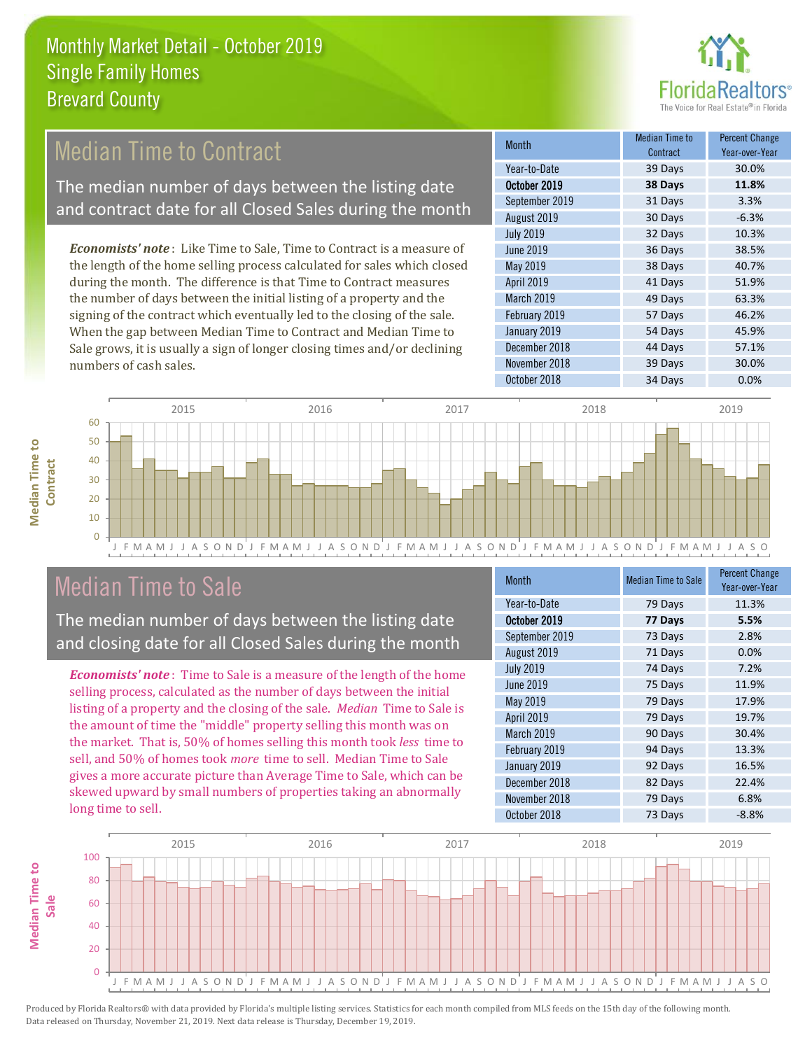# Monthly Market Detail - October 2019
## Single Family Homes
## Brevard County

## Median Time to Contract

The median number of days between the listing date and contract date for all Closed Sales during the month

*Economists' note*: Like Time to Sale, Time to Contract is a measure of the length of the home selling process calculated for sales which closed during the month. The difference is that Time to Contract measures the number of days between the initial listing of a property and the signing of the contract which eventually led to the closing of the sale. When the gap between Median Time to Contract and Median Time to Sale grows, it is usually a sign of longer closing times and/or declining numbers of cash sales.

| Month | Median Time to Contract | Percent Change Year-over-Year |
|---|---|---|
| Year-to-Date | 39 Days | 30.0% |
| **October 2019** | **38 Days** | **11.8%** |
| September 2019 | 31 Days | 3.3% |
| August 2019 | 30 Days | -6.3% |
| July 2019 | 32 Days | 10.3% |
| June 2019 | 36 Days | 38.5% |
| May 2019 | 38 Days | 40.7% |
| April 2019 | 41 Days | 51.9% |
| March 2019 | 49 Days | 63.3% |
| February 2019 | 57 Days | 46.2% |
| January 2019 | 54 Days | 45.9% |
| December 2018 | 44 Days | 57.1% |
| November 2018 | 39 Days | 30.0% |
| October 2018 | 34 Days | 0.0% |

## Median Time to Sale

The median number of days between the listing date and closing date for all Closed Sales during the month

*Economists' note*: Time to Sale is a measure of the length of the home selling process, calculated as the number of days between the initial listing of a property and the closing of the sale. *Median* Time to Sale is the amount of time the "middle" property selling this month was on the market. That is, 50% of homes selling this month took *less* time to sell, and 50% of homes took *more* time to sell. Median Time to Sale gives a more accurate picture than Average Time to Sale, which can be skewed upward by small numbers of properties taking an abnormally long time to sell.

| Month | Median Time to Sale | Percent Change Year-over-Year |
|---|---|---|
| Year-to-Date | 79 Days | 11.3% |
| **October 2019** | **77 Days** | **5.5%** |
| September 2019 | 73 Days | 2.8% |
| August 2019 | 71 Days | 0.0% |
| July 2019 | 74 Days | 7.2% |
| June 2019 | 75 Days | 11.9% |
| May 2019 | 79 Days | 17.9% |
| April 2019 | 79 Days | 19.7% |
| March 2019 | 90 Days | 30.4% |
| February 2019 | 94 Days | 13.3% |
| January 2019 | 92 Days | 16.5% |
| December 2018 | 82 Days | 22.4% |
| November 2018 | 79 Days | 6.8% |
| October 2018 | 73 Days | -8.8% |

Produced by Florida Realtors® with data provided by Florida's multiple listing services. Statistics for each month compiled from MLS feeds on the 15th day of the following month. Data released on Thursday, November 21, 2019. Next data release is Thursday, December 19, 2019.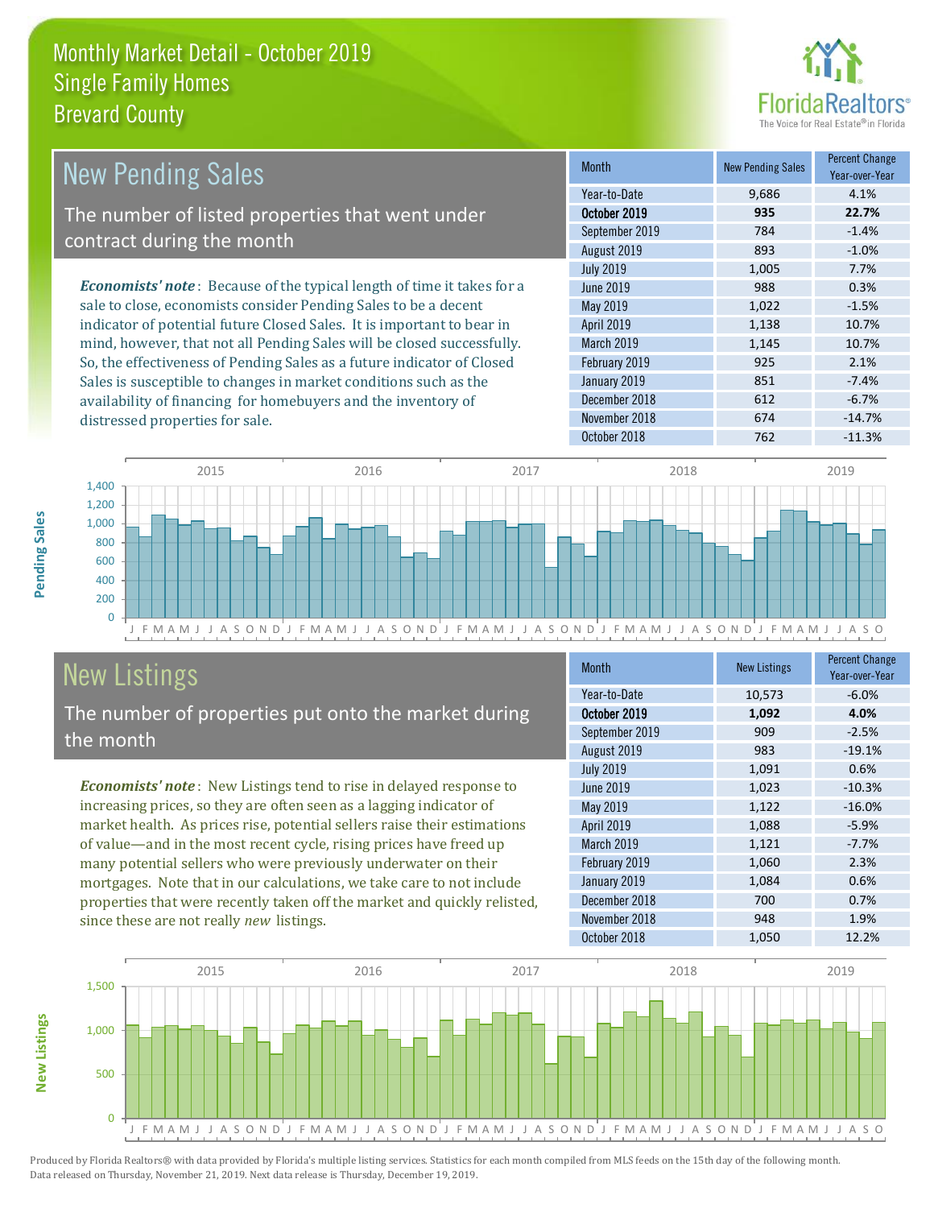# Monthly Market Detail - October 2019
## Single Family Homes
## Brevard County

## New Pending Sales

The number of listed properties that went under contract during the month

*Economists' note*: Because of the typical length of time it takes for a sale to close, economists consider Pending Sales to be a decent indicator of potential future Closed Sales. It is important to bear in mind, however, that not all Pending Sales will be closed successfully. So, the effectiveness of Pending Sales as a future indicator of Closed Sales is susceptible to changes in market conditions such as the availability of financing for homebuyers and the inventory of distressed properties for sale.

| Month | New Pending Sales | Percent Change Year-over-Year |
|---|---|---|
| Year-to-Date | 9,686 | 4.1% |
| **October 2019** | **935** | **22.7%** |
| September 2019 | 784 | -1.4% |
| August 2019 | 893 | -1.0% |
| July 2019 | 1,005 | 7.7% |
| June 2019 | 988 | 0.3% |
| May 2019 | 1,022 | -1.5% |
| April 2019 | 1,138 | 10.7% |
| March 2019 | 1,145 | 10.7% |
| February 2019 | 925 | 2.1% |
| January 2019 | 851 | -7.4% |
| December 2018 | 612 | -6.7% |
| November 2018 | 674 | -14.7% |
| October 2018 | 762 | -11.3% |

## New Listings

The number of properties put onto the market during the month

*Economists' note*: New Listings tend to rise in delayed response to increasing prices, so they are often seen as a lagging indicator of market health. As prices rise, potential sellers raise their estimations of value—and in the most recent cycle, rising prices have freed up many potential sellers who were previously underwater on their mortgages. Note that in our calculations, we take care to not include properties that were recently taken off the market and quickly relisted, since these are not really *new* listings.

| Month | New Listings | Percent Change Year-over-Year |
|---|---|---|
| Year-to-Date | 10,573 | -6.0% |
| **October 2019** | **1,092** | **4.0%** |
| September 2019 | 909 | -2.5% |
| August 2019 | 983 | -19.1% |
| July 2019 | 1,091 | 0.6% |
| June 2019 | 1,023 | -10.3% |
| May 2019 | 1,122 | -16.0% |
| April 2019 | 1,088 | -5.9% |
| March 2019 | 1,121 | -7.7% |
| February 2019 | 1,060 | 2.3% |
| January 2019 | 1,084 | 0.6% |
| December 2018 | 700 | 0.7% |
| November 2018 | 948 | 1.9% |
| October 2018 | 1,050 | 12.2% |

Produced by Florida Realtors® with data provided by Florida's multiple listing services. Statistics for each month compiled from MLS feeds on the 15th day of the following month. Data released on Thursday, November 21, 2019. Next data release is Thursday, December 19, 2019.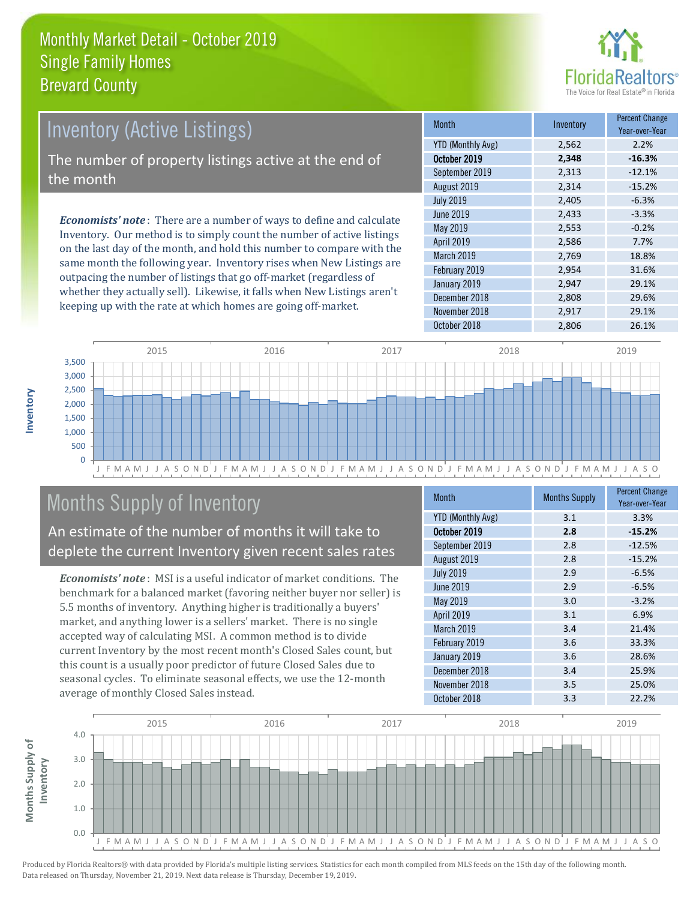# Monthly Market Detail - October 2019
## Single Family Homes
## Brevard County

## Inventory (Active Listings)

The number of property listings active at the end of the month

***Economists' note***: There are a number of ways to define and calculate Inventory. Our method is to simply count the number of active listings on the last day of the month, and hold this number to compare with the same month the following year. Inventory rises when New Listings are outpacing the number of listings that go off-market (regardless of whether they actually sell). Likewise, it falls when New Listings aren't keeping up with the rate at which homes are going off-market.

| Month | Inventory | Percent Change Year-over-Year |
|---|---|---|
| YTD (Monthly Avg) | 2,562 | 2.2% |
| **October 2019** | **2,348** | **-16.3%** |
| September 2019 | 2,313 | -12.1% |
| August 2019 | 2,314 | -15.2% |
| July 2019 | 2,405 | -6.3% |
| June 2019 | 2,433 | -3.3% |
| May 2019 | 2,553 | -0.2% |
| April 2019 | 2,586 | 7.7% |
| March 2019 | 2,769 | 18.8% |
| February 2019 | 2,954 | 31.6% |
| January 2019 | 2,947 | 29.1% |
| December 2018 | 2,808 | 29.6% |
| November 2018 | 2,917 | 29.1% |
| October 2018 | 2,806 | 26.1% |

## Months Supply of Inventory

An estimate of the number of months it will take to deplete the current Inventory given recent sales rates

***Economists' note***: MSI is a useful indicator of market conditions. The benchmark for a balanced market (favoring neither buyer nor seller) is 5.5 months of inventory. Anything higher is traditionally a buyers' market, and anything lower is a sellers' market. There is no single accepted way of calculating MSI. A common method is to divide current Inventory by the most recent month's Closed Sales count, but this count is a usually poor predictor of future Closed Sales due to seasonal cycles. To eliminate seasonal effects, we use the 12-month average of monthly Closed Sales instead.

| Month | Months Supply | Percent Change Year-over-Year |
|---|---|---|
| YTD (Monthly Avg) | 3.1 | 3.3% |
| **October 2019** | **2.8** | **-15.2%** |
| September 2019 | 2.8 | -12.5% |
| August 2019 | 2.8 | -15.2% |
| July 2019 | 2.9 | -6.5% |
| June 2019 | 2.9 | -6.5% |
| May 2019 | 3.0 | -3.2% |
| April 2019 | 3.1 | 6.9% |
| March 2019 | 3.4 | 21.4% |
| February 2019 | 3.6 | 33.3% |
| January 2019 | 3.6 | 28.6% |
| December 2018 | 3.4 | 25.9% |
| November 2018 | 3.5 | 25.0% |
| October 2018 | 3.3 | 22.2% |

Produced by Florida Realtors® with data provided by Florida's multiple listing services. Statistics for each month compiled from MLS feeds on the 15th day of the following month. Data released on Thursday, November 21, 2019. Next data release is Thursday, December 19, 2019.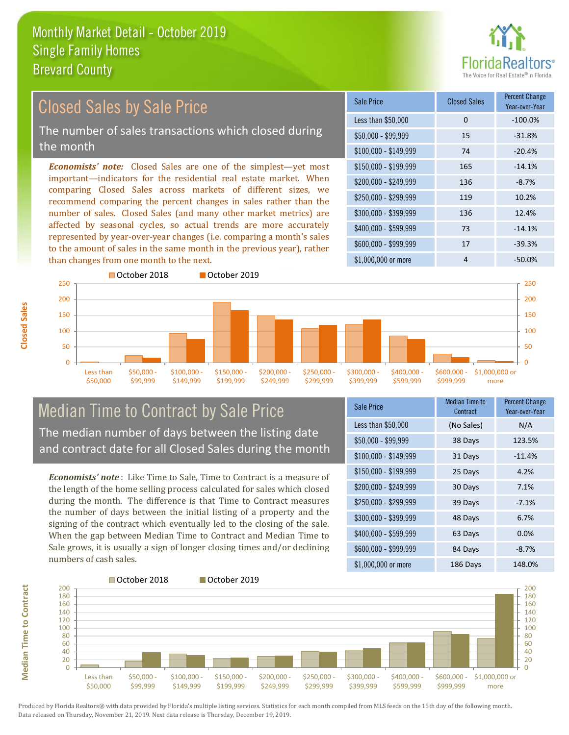# Monthly Market Detail - October 2019
## Single Family Homes
## Brevard County

## Closed Sales by Sale Price

The number of sales transactions which closed during the month

***Economists' note:*** Closed Sales are one of the simplest—yet most important—indicators for the residential real estate market. When comparing Closed Sales across markets of different sizes, we recommend comparing the percent changes in sales rather than the number of sales. Closed Sales (and many other market metrics) are affected by seasonal cycles, so actual trends are more accurately represented by year-over-year changes (i.e. comparing a month's sales to the amount of sales in the same month in the previous year), rather than changes from one month to the next.

| Sale Price | Closed Sales | Percent Change Year-over-Year |
|---|---|---|
| Less than $50,000 | 0 | -100.0% |
| $50,000 - $99,999 | 15 | -31.8% |
| $100,000 - $149,999 | 74 | -20.4% |
| $150,000 - $199,999 | 165 | -14.1% |
| $200,000 - $249,999 | 136 | -8.7% |
| $250,000 - $299,999 | 119 | 10.2% |
| $300,000 - $399,999 | 136 | 12.4% |
| $400,000 - $599,999 | 73 | -14.1% |
| $600,000 - $999,999 | 17 | -39.3% |
| $1,000,000 or more | 4 | -50.0% |

## Median Time to Contract by Sale Price

The median number of days between the listing date and contract date for all Closed Sales during the month

***Economists' note*** : Like Time to Sale, Time to Contract is a measure of the length of the home selling process calculated for sales which closed during the month. The difference is that Time to Contract measures the number of days between the initial listing of a property and the signing of the contract which eventually led to the closing of the sale. When the gap between Median Time to Contract and Median Time to Sale grows, it is usually a sign of longer closing times and/or declining numbers of cash sales.

| Sale Price | Median Time to Contract | Percent Change Year-over-Year |
|---|---|---|
| Less than $50,000 | (No Sales) | N/A |
| $50,000 - $99,999 | 38 Days | 123.5% |
| $100,000 - $149,999 | 31 Days | -11.4% |
| $150,000 - $199,999 | 25 Days | 4.2% |
| $200,000 - $249,999 | 30 Days | 7.1% |
| $250,000 - $299,999 | 39 Days | -7.1% |
| $300,000 - $399,999 | 48 Days | 6.7% |
| $400,000 - $599,999 | 63 Days | 0.0% |
| $600,000 - $999,999 | 84 Days | -8.7% |
| $1,000,000 or more | 186 Days | 148.0% |

Produced by Florida Realtors® with data provided by Florida's multiple listing services. Statistics for each month compiled from MLS feeds on the 15th day of the following month. Data released on Thursday, November 21, 2019. Next data release is Thursday, December 19, 2019.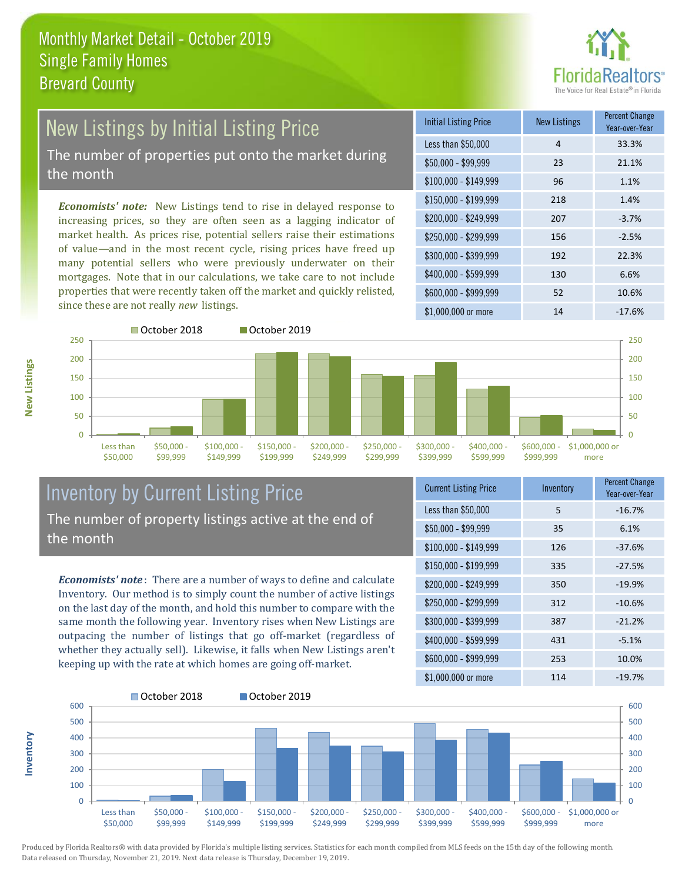# Monthly Market Detail - October 2019
## Single Family Homes
## Brevard County

## New Listings by Initial Listing Price

The number of properties put onto the market during the month

***Economists' note:*** New Listings tend to rise in delayed response to increasing prices, so they are often seen as a lagging indicator of market health. As prices rise, potential sellers raise their estimations of value—and in the most recent cycle, rising prices have freed up many potential sellers who were previously underwater on their mortgages. Note that in our calculations, we take care to not include properties that were recently taken off the market and quickly relisted, since these are not really *new* listings.

| Initial Listing Price | New Listings | Percent Change Year-over-Year |
|---|---|---|
| Less than $50,000 | 4 | 33.3% |
| $50,000 - $99,999 | 23 | 21.1% |
| $100,000 - $149,999 | 96 | 1.1% |
| $150,000 - $199,999 | 218 | 1.4% |
| $200,000 - $249,999 | 207 | -3.7% |
| $250,000 - $299,999 | 156 | -2.5% |
| $300,000 - $399,999 | 192 | 22.3% |
| $400,000 - $599,999 | 130 | 6.6% |
| $600,000 - $999,999 | 52 | 10.6% |
| $1,000,000 or more | 14 | -17.6% |

## Inventory by Current Listing Price

The number of property listings active at the end of the month

***Economists' note***: There are a number of ways to define and calculate Inventory. Our method is to simply count the number of active listings on the last day of the month, and hold this number to compare with the same month the following year. Inventory rises when New Listings are outpacing the number of listings that go off-market (regardless of whether they actually sell). Likewise, it falls when New Listings aren't keeping up with the rate at which homes are going off-market.

| Current Listing Price | Inventory | Percent Change Year-over-Year |
|---|---|---|
| Less than $50,000 | 5 | -16.7% |
| $50,000 - $99,999 | 35 | 6.1% |
| $100,000 - $149,999 | 126 | -37.6% |
| $150,000 - $199,999 | 335 | -27.5% |
| $200,000 - $249,999 | 350 | -19.9% |
| $250,000 - $299,999 | 312 | -10.6% |
| $300,000 - $399,999 | 387 | -21.2% |
| $400,000 - $599,999 | 431 | -5.1% |
| $600,000 - $999,999 | 253 | 10.0% |
| $1,000,000 or more | 114 | -19.7% |

Produced by Florida Realtors® with data provided by Florida's multiple listing services. Statistics for each month compiled from MLS feeds on the 15th day of the following month. Data released on Thursday, November 21, 2019. Next data release is Thursday, December 19, 2019.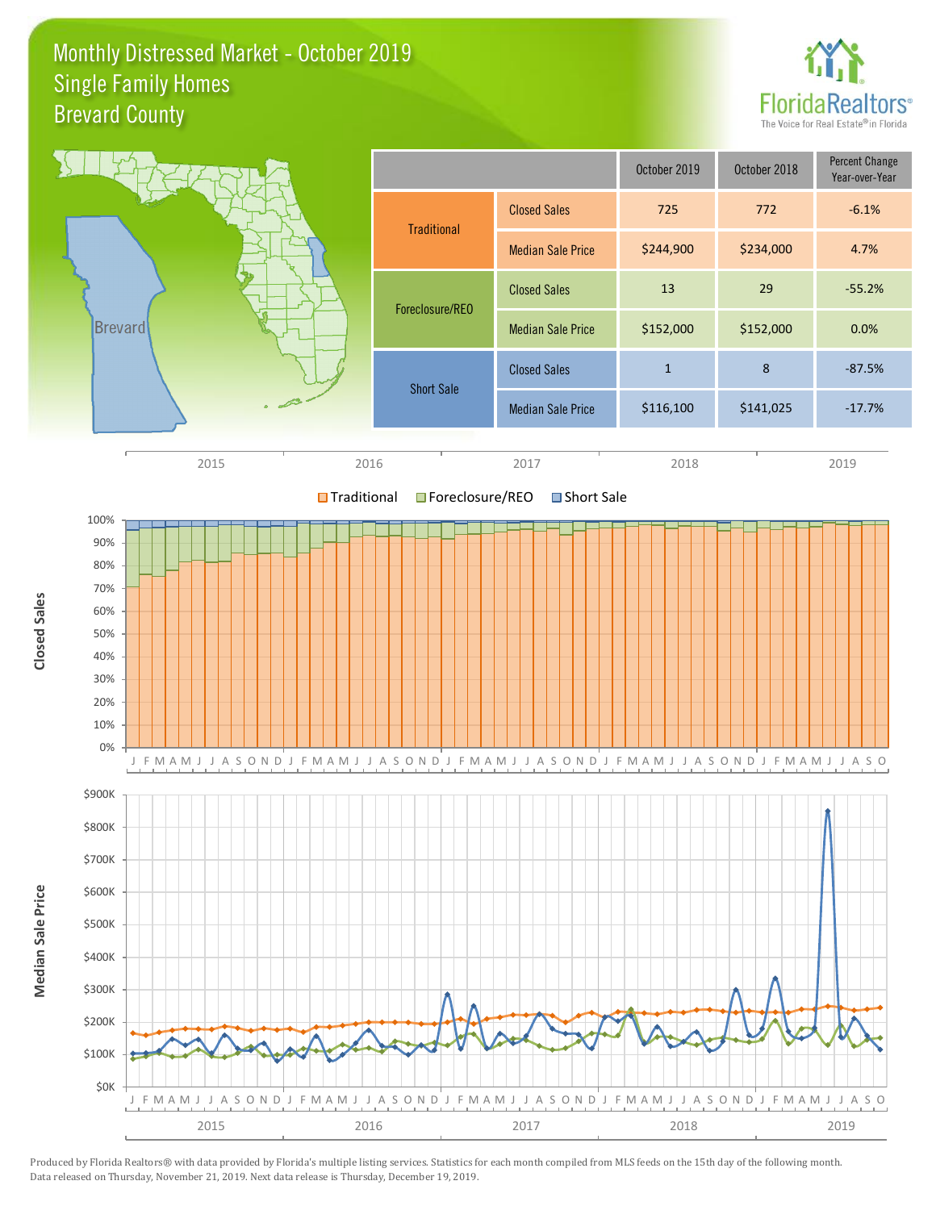# Monthly Distressed Market - October 2019
## Single Family Homes
## Brevard County

FloridaRealtors®
The Voice for Real Estate® in Florida

Brevard

| | | October 2019 | October 2018 | Percent Change Year-over-Year |
|---|---|---|---|---|
| Traditional | Closed Sales | 725 | 772 | -6.1% |
| | Median Sale Price | $244,900 | $234,000 | 4.7% |
| Foreclosure/REO | Closed Sales | 13 | 29 | -55.2% |
| | Median Sale Price | $152,000 | $152,000 | 0.0% |
| Short Sale | Closed Sales | 1 | 8 | -87.5% |
| | Median Sale Price | $116,100 | $141,025 | -17.7% |

2015 2016 2017 2018 2019

Traditional Foreclosure/REO Short Sale

Closed Sales

100% 90% 80% 70% 60% 50% 40% 30% 20% 10% 0%

J F M A M J J A S O N D J F M A M J J A S O N D J F M A M J J A S O N D J F M A M J J A S O N D J F M A M J J A S O

Median Sale Price

$900K $800K $700K $600K $500K $400K $300K $200K $100K $0K

J F M A M J J A S O N D J F M A M J J A S O N D J F M A M J J A S O N D J F M A M J J A S O N D J F M A M J J A S O

2015 2016 2017 2018 2019

Produced by Florida Realtors® with data provided by Florida's multiple listing services. Statistics for each month compiled from MLS feeds on the 15th day of the following month. Data released on Thursday, November 21, 2019. Next data release is Thursday, December 19, 2019.